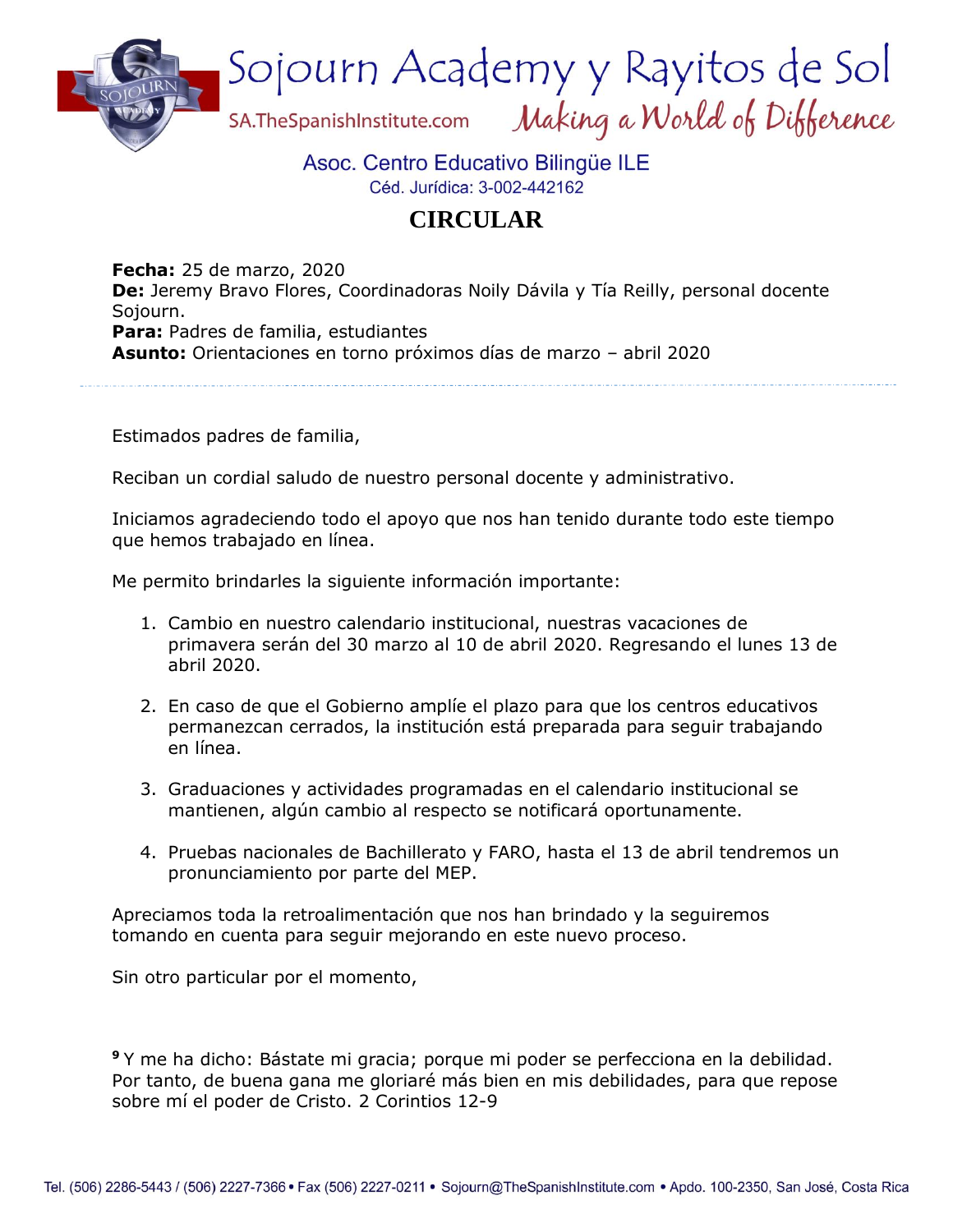# Sojourn Academy y Rayitos de Sol

SA.TheSpanishInstitute.com *Making a World of Difference*

Asoc. Centro Educativo Bilingüe ILE
Céd. Jurídica: 3-002-442162

## CIRCULAR

**Fecha:** 25 de marzo, 2020
**De:** Jeremy Bravo Flores, Coordinadoras Noily Dávila y Tía Reilly, personal docente Sojourn.
**Para:** Padres de familia, estudiantes
**Asunto:** Orientaciones en torno próximos días de marzo – abril 2020

---

Estimados padres de familia,

Reciban un cordial saludo de nuestro personal docente y administrativo.

Iniciamos agradeciendo todo el apoyo que nos han tenido durante todo este tiempo que hemos trabajado en línea.

Me permito brindarles la siguiente información importante:

1. Cambio en nuestro calendario institucional, nuestras vacaciones de primavera serán del 30 marzo al 10 de abril 2020. Regresando el lunes 13 de abril 2020.

2. En caso de que el Gobierno amplíe el plazo para que los centros educativos permanezcan cerrados, la institución está preparada para seguir trabajando en línea.

3. Graduaciones y actividades programadas en el calendario institucional se mantienen, algún cambio al respecto se notificará oportunamente.

4. Pruebas nacionales de Bachillerato y FARO, hasta el 13 de abril tendremos un pronunciamiento por parte del MEP.

Apreciamos toda la retroalimentación que nos han brindado y la seguiremos tomando en cuenta para seguir mejorando en este nuevo proceso.

Sin otro particular por el momento,

[9] Y me ha dicho: Bástate mi gracia; porque mi poder se perfecciona en la debilidad. Por tanto, de buena gana me gloriaré más bien en mis debilidades, para que repose sobre mí el poder de Cristo. 2 Corintios 12-9

Tel. (506) 2286-5443 / (506) 2227-7366 • Fax (506) 2227-0211 • Sojourn@TheSpanishInstitute.com • Apdo. 100-2350, San José, Costa Rica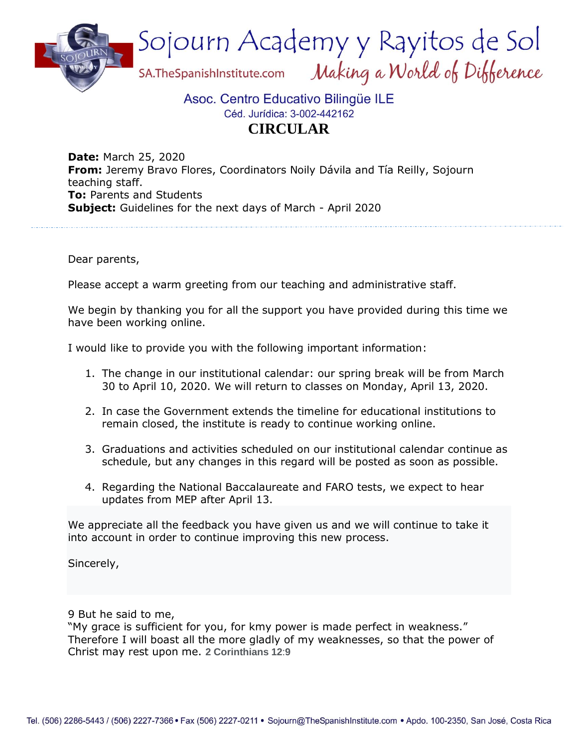# Sojourn Academy y Rayitos de Sol

SA.TheSpanishInstitute.com *Making a World of Difference*

Asoc. Centro Educativo Bilingüe ILE

Céd. Jurídica: 3-002-442162

## CIRCULAR

**Date:** March 25, 2020
**From:** Jeremy Bravo Flores, Coordinators Noily Dávila and Tía Reilly, Sojourn teaching staff.
**To:** Parents and Students
**Subject:** Guidelines for the next days of March - April 2020

---

Dear parents,

Please accept a warm greeting from our teaching and administrative staff.

We begin by thanking you for all the support you have provided during this time we have been working online.

I would like to provide you with the following important information:

1. The change in our institutional calendar: our spring break will be from March 30 to April 10, 2020. We will return to classes on Monday, April 13, 2020.

2. In case the Government extends the timeline for educational institutions to remain closed, the institute is ready to continue working online.

3. Graduations and activities scheduled on our institutional calendar continue as schedule, but any changes in this regard will be posted as soon as possible.

4. Regarding the National Baccalaureate and FARO tests, we expect to hear updates from MEP after April 13.

We appreciate all the feedback you have given us and we will continue to take it into account in order to continue improving this new process.

Sincerely,

9 But he said to me,
"My grace is sufficient for you, for kmy power is made perfect in weakness."
Therefore I will boast all the more gladly of my weaknesses, so that the power of Christ may rest upon me. **2 Corinthians 12:9**

Tel. (506) 2286-5443 / (506) 2227-7366 • Fax (506) 2227-0211 • Sojourn@TheSpanishInstitute.com • Apdo. 100-2350, San José, Costa Rica